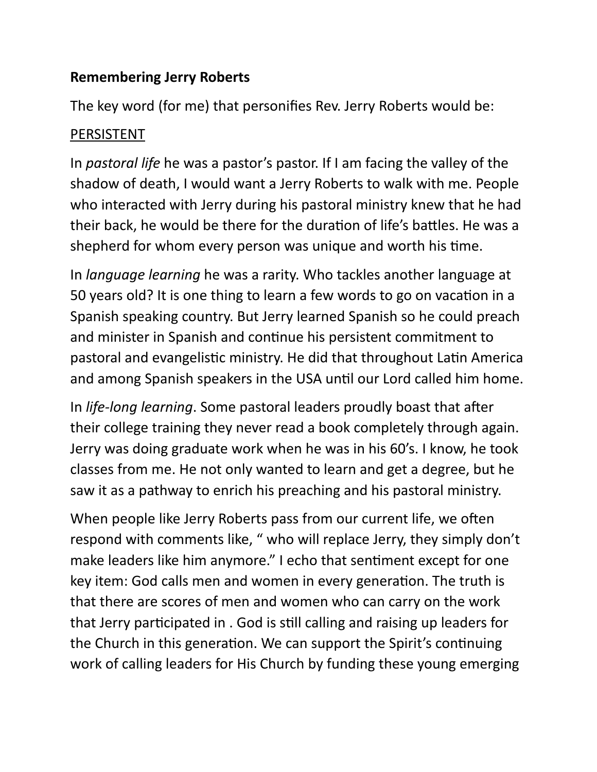**Remembering Jerry Roberts**

The key word (for me) that personifies Rev. Jerry Roberts would be:

<u>PERSISTENT</u>

In *pastoral life* he was a pastor's pastor. If I am facing the valley of the shadow of death, I would want a Jerry Roberts to walk with me. People who interacted with Jerry during his pastoral ministry knew that he had their back, he would be there for the duration of life's battles. He was a shepherd for whom every person was unique and worth his time.

In *language learning* he was a rarity. Who tackles another language at 50 years old? It is one thing to learn a few words to go on vacation in a Spanish speaking country. But Jerry learned Spanish so he could preach and minister in Spanish and continue his persistent commitment to pastoral and evangelistic ministry. He did that throughout Latin America and among Spanish speakers in the USA until our Lord called him home.

In *life-long learning*. Some pastoral leaders proudly boast that after their college training they never read a book completely through again. Jerry was doing graduate work when he was in his 60's. I know, he took classes from me. He not only wanted to learn and get a degree, but he saw it as a pathway to enrich his preaching and his pastoral ministry.

When people like Jerry Roberts pass from our current life, we often respond with comments like, " who will replace Jerry, they simply don't make leaders like him anymore." I echo that sentiment except for one key item: God calls men and women in every generation. The truth is that there are scores of men and women who can carry on the work that Jerry participated in . God is still calling and raising up leaders for the Church in this generation. We can support the Spirit's continuing work of calling leaders for His Church by funding these young emerging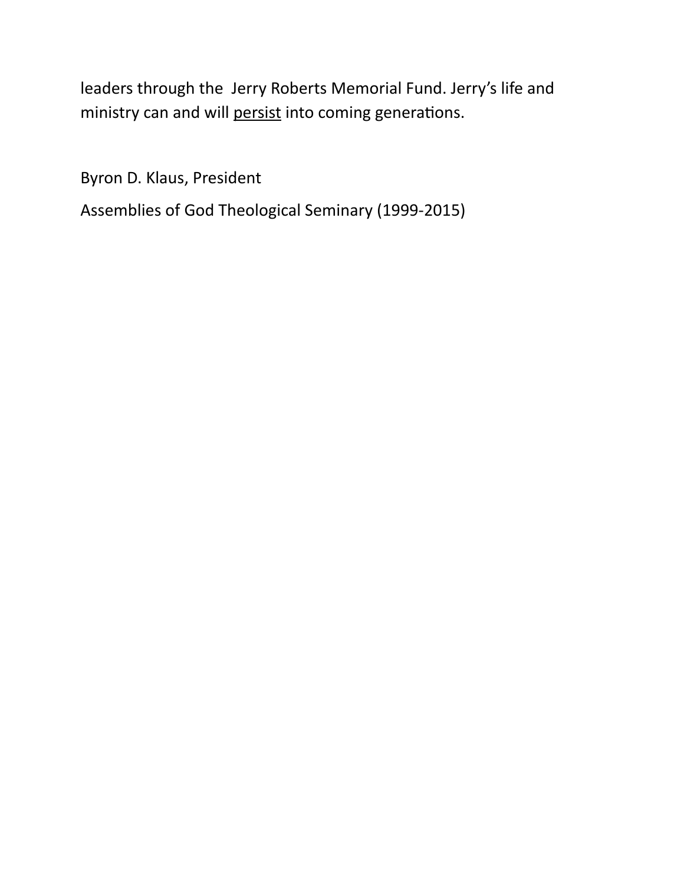leaders through the  Jerry Roberts Memorial Fund. Jerry's life and ministry can and will <u>persist</u> into coming generations.

Byron D. Klaus, President

Assemblies of God Theological Seminary (1999-2015)